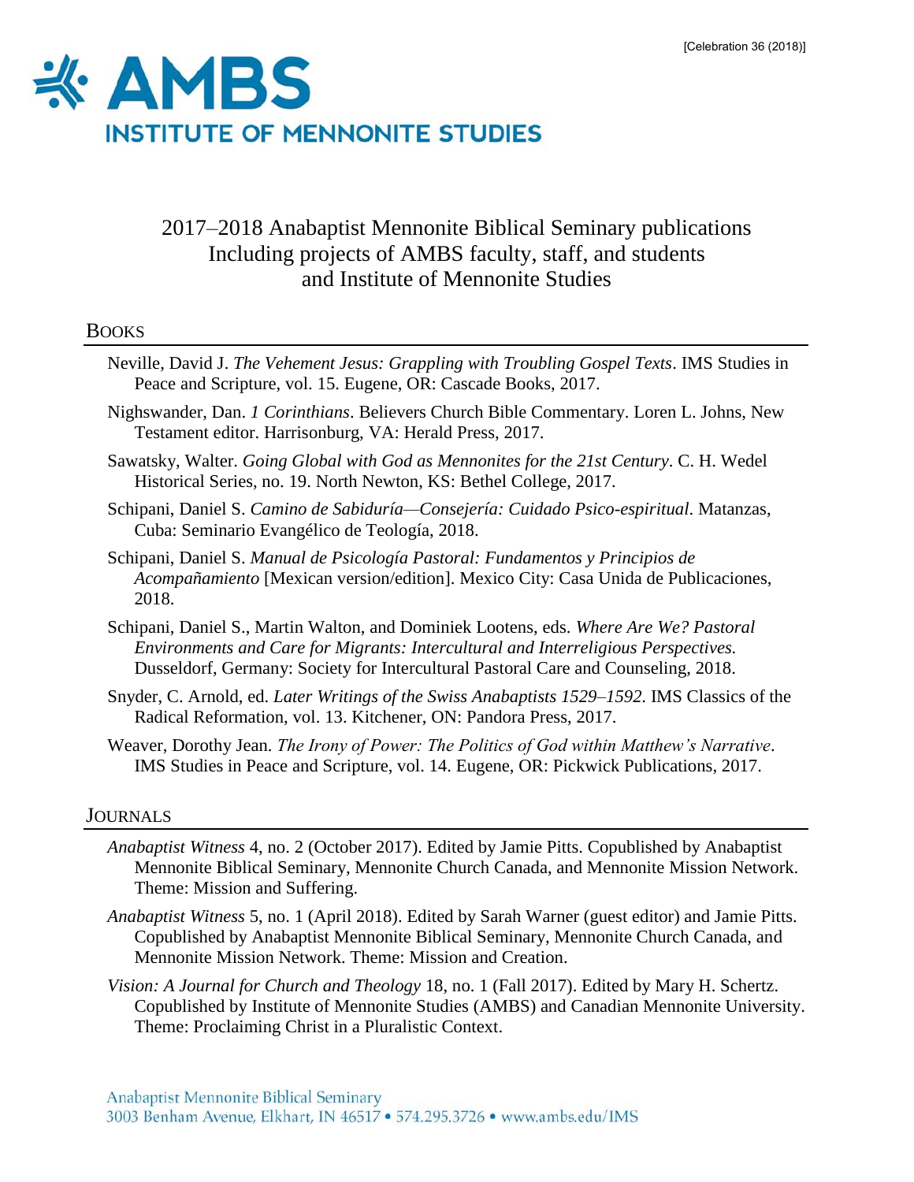[Celebration 36 (2018)]

# AMBS INSTITUTE OF MENNONITE STUDIES

## 2017–2018 Anabaptist Mennonite Biblical Seminary publications Including projects of AMBS faculty, staff, and students and Institute of Mennonite Studies

### BOOKS

Neville, David J. *The Vehement Jesus: Grappling with Troubling Gospel Texts*. IMS Studies in Peace and Scripture, vol. 15. Eugene, OR: Cascade Books, 2017.

Nighswander, Dan. *1 Corinthians*. Believers Church Bible Commentary. Loren L. Johns, New Testament editor. Harrisonburg, VA: Herald Press, 2017.

Sawatsky, Walter. *Going Global with God as Mennonites for the 21st Century*. C. H. Wedel Historical Series, no. 19. North Newton, KS: Bethel College, 2017.

Schipani, Daniel S. *Camino de Sabiduría—Consejería: Cuidado Psico-espiritual*. Matanzas, Cuba: Seminario Evangélico de Teología, 2018.

Schipani, Daniel S. *Manual de Psicología Pastoral: Fundamentos y Principios de Acompañamiento* [Mexican version/edition]. Mexico City: Casa Unida de Publicaciones, 2018.

Schipani, Daniel S., Martin Walton, and Dominiek Lootens, eds. *Where Are We? Pastoral Environments and Care for Migrants: Intercultural and Interreligious Perspectives.* Dusseldorf, Germany: Society for Intercultural Pastoral Care and Counseling, 2018.

Snyder, C. Arnold, ed. *Later Writings of the Swiss Anabaptists 1529–1592.* IMS Classics of the Radical Reformation, vol. 13. Kitchener, ON: Pandora Press, 2017.

Weaver, Dorothy Jean. *The Irony of Power: The Politics of God within Matthew's Narrative*. IMS Studies in Peace and Scripture, vol. 14. Eugene, OR: Pickwick Publications, 2017.

### JOURNALS

*Anabaptist Witness* 4, no. 2 (October 2017). Edited by Jamie Pitts. Copublished by Anabaptist Mennonite Biblical Seminary, Mennonite Church Canada, and Mennonite Mission Network. Theme: Mission and Suffering.

*Anabaptist Witness* 5, no. 1 (April 2018). Edited by Sarah Warner (guest editor) and Jamie Pitts. Copublished by Anabaptist Mennonite Biblical Seminary, Mennonite Church Canada, and Mennonite Mission Network. Theme: Mission and Creation.

*Vision: A Journal for Church and Theology* 18, no. 1 (Fall 2017). Edited by Mary H. Schertz. Copublished by Institute of Mennonite Studies (AMBS) and Canadian Mennonite University. Theme: Proclaiming Christ in a Pluralistic Context.

Anabaptist Mennonite Biblical Seminary
3003 Benham Avenue, Elkhart, IN 46517 • 574.295.3726 • www.ambs.edu/IMS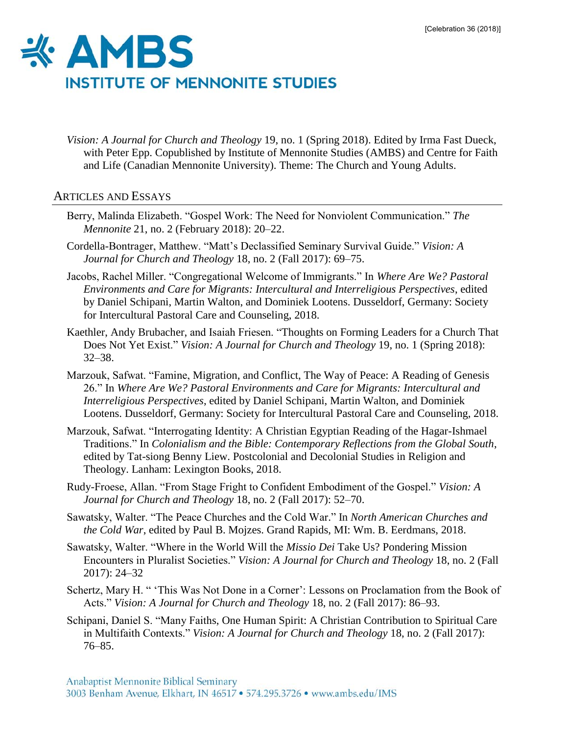*Vision: A Journal for Church and Theology* 19, no. 1 (Spring 2018). Edited by Irma Fast Dueck, with Peter Epp. Copublished by Institute of Mennonite Studies (AMBS) and Centre for Faith and Life (Canadian Mennonite University). Theme: The Church and Young Adults.

## Articles and Essays

Berry, Malinda Elizabeth. "Gospel Work: The Need for Nonviolent Communication." *The Mennonite* 21, no. 2 (February 2018): 20–22.

Cordella-Bontrager, Matthew. "Matt's Declassified Seminary Survival Guide." *Vision: A Journal for Church and Theology* 18, no. 2 (Fall 2017): 69–75.

Jacobs, Rachel Miller. "Congregational Welcome of Immigrants." In *Where Are We? Pastoral Environments and Care for Migrants: Intercultural and Interreligious Perspectives*, edited by Daniel Schipani, Martin Walton, and Dominiek Lootens. Dusseldorf, Germany: Society for Intercultural Pastoral Care and Counseling, 2018.

Kaethler, Andy Brubacher, and Isaiah Friesen. "Thoughts on Forming Leaders for a Church That Does Not Yet Exist." *Vision: A Journal for Church and Theology* 19, no. 1 (Spring 2018): 32–38.

Marzouk, Safwat. "Famine, Migration, and Conflict, The Way of Peace: A Reading of Genesis 26." In *Where Are We? Pastoral Environments and Care for Migrants: Intercultural and Interreligious Perspectives*, edited by Daniel Schipani, Martin Walton, and Dominiek Lootens. Dusseldorf, Germany: Society for Intercultural Pastoral Care and Counseling, 2018.

Marzouk, Safwat. "Interrogating Identity: A Christian Egyptian Reading of the Hagar-Ishmael Traditions." In *Colonialism and the Bible: Contemporary Reflections from the Global South*, edited by Tat-siong Benny Liew. Postcolonial and Decolonial Studies in Religion and Theology. Lanham: Lexington Books, 2018.

Rudy-Froese, Allan. "From Stage Fright to Confident Embodiment of the Gospel." *Vision: A Journal for Church and Theology* 18, no. 2 (Fall 2017): 52–70.

Sawatsky, Walter. "The Peace Churches and the Cold War." In *North American Churches and the Cold War*, edited by Paul B. Mojzes. Grand Rapids, MI: Wm. B. Eerdmans, 2018.

Sawatsky, Walter. "Where in the World Will the *Missio Dei* Take Us? Pondering Mission Encounters in Pluralist Societies." *Vision: A Journal for Church and Theology* 18, no. 2 (Fall 2017): 24–32

Schertz, Mary H. " 'This Was Not Done in a Corner': Lessons on Proclamation from the Book of Acts." *Vision: A Journal for Church and Theology* 18, no. 2 (Fall 2017): 86–93.

Schipani, Daniel S. "Many Faiths, One Human Spirit: A Christian Contribution to Spiritual Care in Multifaith Contexts." *Vision: A Journal for Church and Theology* 18, no. 2 (Fall 2017): 76–85.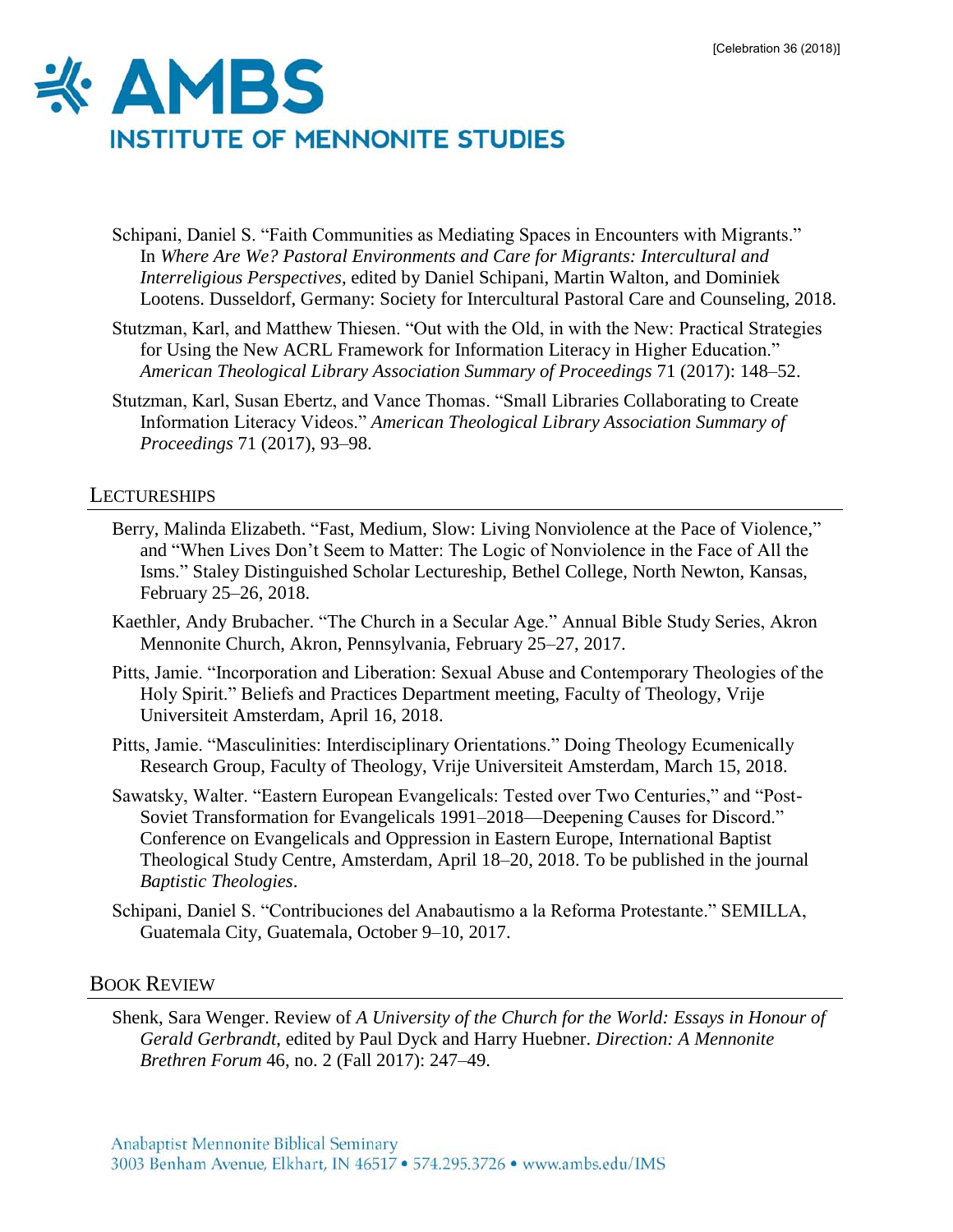Schipani, Daniel S. “Faith Communities as Mediating Spaces in Encounters with Migrants.” In *Where Are We? Pastoral Environments and Care for Migrants: Intercultural and Interreligious Perspectives*, edited by Daniel Schipani, Martin Walton, and Dominiek Lootens. Dusseldorf, Germany: Society for Intercultural Pastoral Care and Counseling, 2018.

Stutzman, Karl, and Matthew Thiesen. “Out with the Old, in with the New: Practical Strategies for Using the New ACRL Framework for Information Literacy in Higher Education.” *American Theological Library Association Summary of Proceedings* 71 (2017): 148–52.

Stutzman, Karl, Susan Ebertz, and Vance Thomas. “Small Libraries Collaborating to Create Information Literacy Videos.” *American Theological Library Association Summary of Proceedings* 71 (2017), 93–98.

## Lectureships

Berry, Malinda Elizabeth. “Fast, Medium, Slow: Living Nonviolence at the Pace of Violence,” and “When Lives Don’t Seem to Matter: The Logic of Nonviolence in the Face of All the Isms.” Staley Distinguished Scholar Lectureship, Bethel College, North Newton, Kansas, February 25–26, 2018.

Kaethler, Andy Brubacher. “The Church in a Secular Age.” Annual Bible Study Series, Akron Mennonite Church, Akron, Pennsylvania, February 25–27, 2017.

Pitts, Jamie. “Incorporation and Liberation: Sexual Abuse and Contemporary Theologies of the Holy Spirit.” Beliefs and Practices Department meeting, Faculty of Theology, Vrije Universiteit Amsterdam, April 16, 2018.

Pitts, Jamie. “Masculinities: Interdisciplinary Orientations.” Doing Theology Ecumenically Research Group, Faculty of Theology, Vrije Universiteit Amsterdam, March 15, 2018.

Sawatsky, Walter. “Eastern European Evangelicals: Tested over Two Centuries,” and “Post-Soviet Transformation for Evangelicals 1991–2018—Deepening Causes for Discord.” Conference on Evangelicals and Oppression in Eastern Europe, International Baptist Theological Study Centre, Amsterdam, April 18–20, 2018. To be published in the journal *Baptistic Theologies*.

Schipani, Daniel S. “Contribuciones del Anabautismo a la Reforma Protestante.” SEMILLA, Guatemala City, Guatemala, October 9–10, 2017.

## Book Review

Shenk, Sara Wenger. Review of *A University of the Church for the World: Essays in Honour of Gerald Gerbrandt*, edited by Paul Dyck and Harry Huebner. *Direction: A Mennonite Brethren Forum* 46, no. 2 (Fall 2017): 247–49.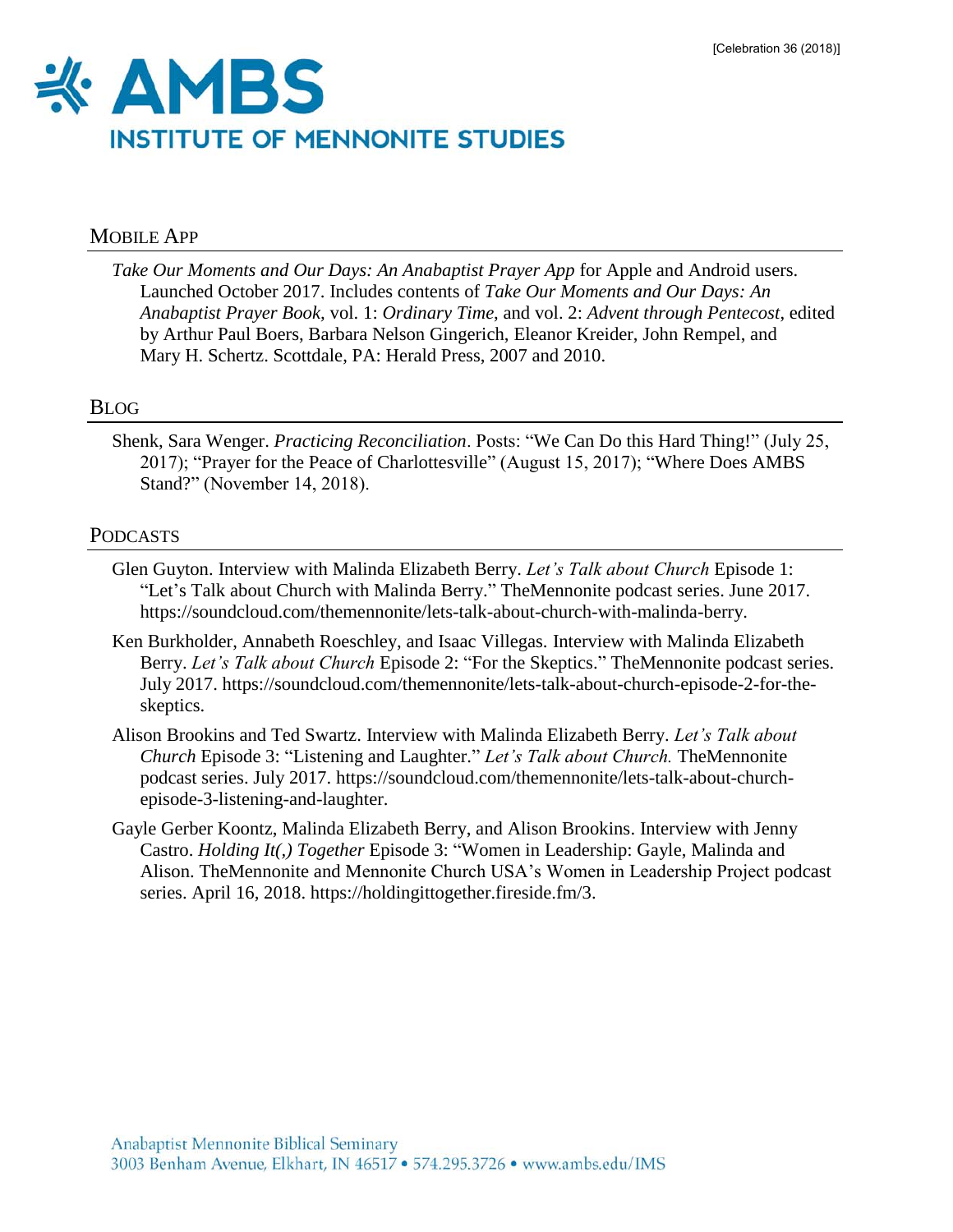## Mobile App

*Take Our Moments and Our Days: An Anabaptist Prayer App* for Apple and Android users. Launched October 2017. Includes contents of *Take Our Moments and Our Days: An Anabaptist Prayer Book,* vol. 1: *Ordinary Time,* and vol. 2: *Advent through Pentecost,* edited by Arthur Paul Boers, Barbara Nelson Gingerich, Eleanor Kreider, John Rempel, and Mary H. Schertz. Scottdale, PA: Herald Press, 2007 and 2010.

## Blog

Shenk, Sara Wenger. *Practicing Reconciliation*. Posts: "We Can Do this Hard Thing!" (July 25, 2017); "Prayer for the Peace of Charlottesville" (August 15, 2017); "Where Does AMBS Stand?" (November 14, 2018).

## Podcasts

Glen Guyton. Interview with Malinda Elizabeth Berry. *Let's Talk about Church* Episode 1: "Let's Talk about Church with Malinda Berry." TheMennonite podcast series. June 2017. https://soundcloud.com/themennonite/lets-talk-about-church-with-malinda-berry.

Ken Burkholder, Annabeth Roeschley, and Isaac Villegas. Interview with Malinda Elizabeth Berry. *Let's Talk about Church* Episode 2: "For the Skeptics." TheMennonite podcast series. July 2017. https://soundcloud.com/themennonite/lets-talk-about-church-episode-2-for-the-skeptics.

Alison Brookins and Ted Swartz. Interview with Malinda Elizabeth Berry. *Let's Talk about Church* Episode 3: "Listening and Laughter." *Let's Talk about Church.* TheMennonite podcast series. July 2017. https://soundcloud.com/themennonite/lets-talk-about-church-episode-3-listening-and-laughter.

Gayle Gerber Koontz, Malinda Elizabeth Berry, and Alison Brookins. Interview with Jenny Castro. *Holding It(,) Together* Episode 3: "Women in Leadership: Gayle, Malinda and Alison. TheMennonite and Mennonite Church USA's Women in Leadership Project podcast series. April 16, 2018. https://holdingittogether.fireside.fm/3.